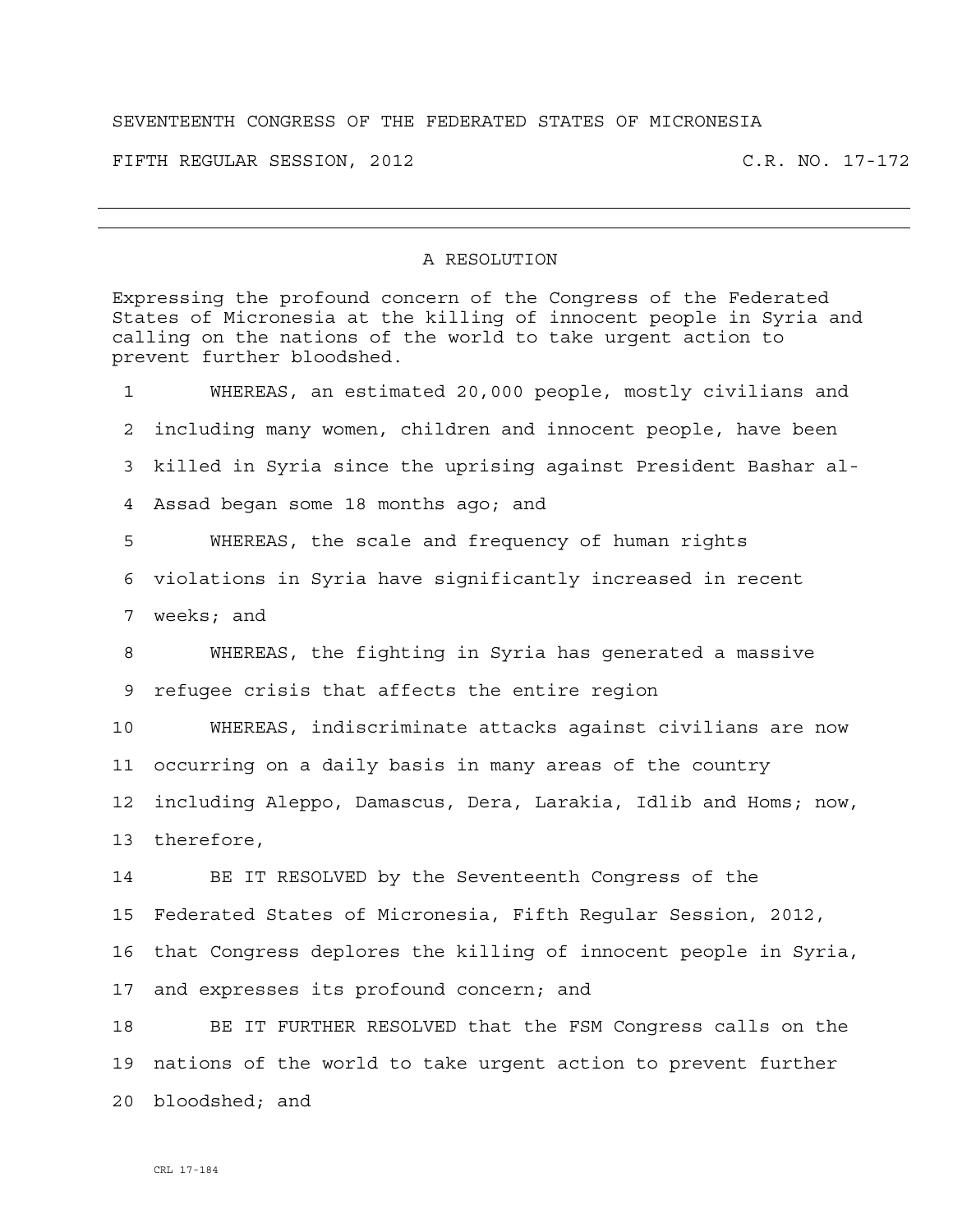SEVENTEENTH CONGRESS OF THE FEDERATED STATES OF MICRONESIA

FIFTH REGULAR SESSION, 2012 C.R. NO. 17-172

---

# A RESOLUTION

Expressing the profound concern of the Congress of the Federated States of Micronesia at the killing of innocent people in Syria and calling on the nations of the world to take urgent action to prevent further bloodshed.

1 WHEREAS, an estimated 20,000 people, mostly civilians and
2 including many women, children and innocent people, have been
3 killed in Syria since the uprising against President Bashar al-
4 Assad began some 18 months ago; and

5 WHEREAS, the scale and frequency of human rights
6 violations in Syria have significantly increased in recent
7 weeks; and

8 WHEREAS, the fighting in Syria has generated a massive
9 refugee crisis that affects the entire region

10 WHEREAS, indiscriminate attacks against civilians are now
11 occurring on a daily basis in many areas of the country
12 including Aleppo, Damascus, Dera, Larakia, Idlib and Homs; now,
13 therefore,

14 BE IT RESOLVED by the Seventeenth Congress of the
15 Federated States of Micronesia, Fifth Regular Session, 2012,
16 that Congress deplores the killing of innocent people in Syria,
17 and expresses its profound concern; and

18 BE IT FURTHER RESOLVED that the FSM Congress calls on the
19 nations of the world to take urgent action to prevent further
20 bloodshed; and

CRL 17-184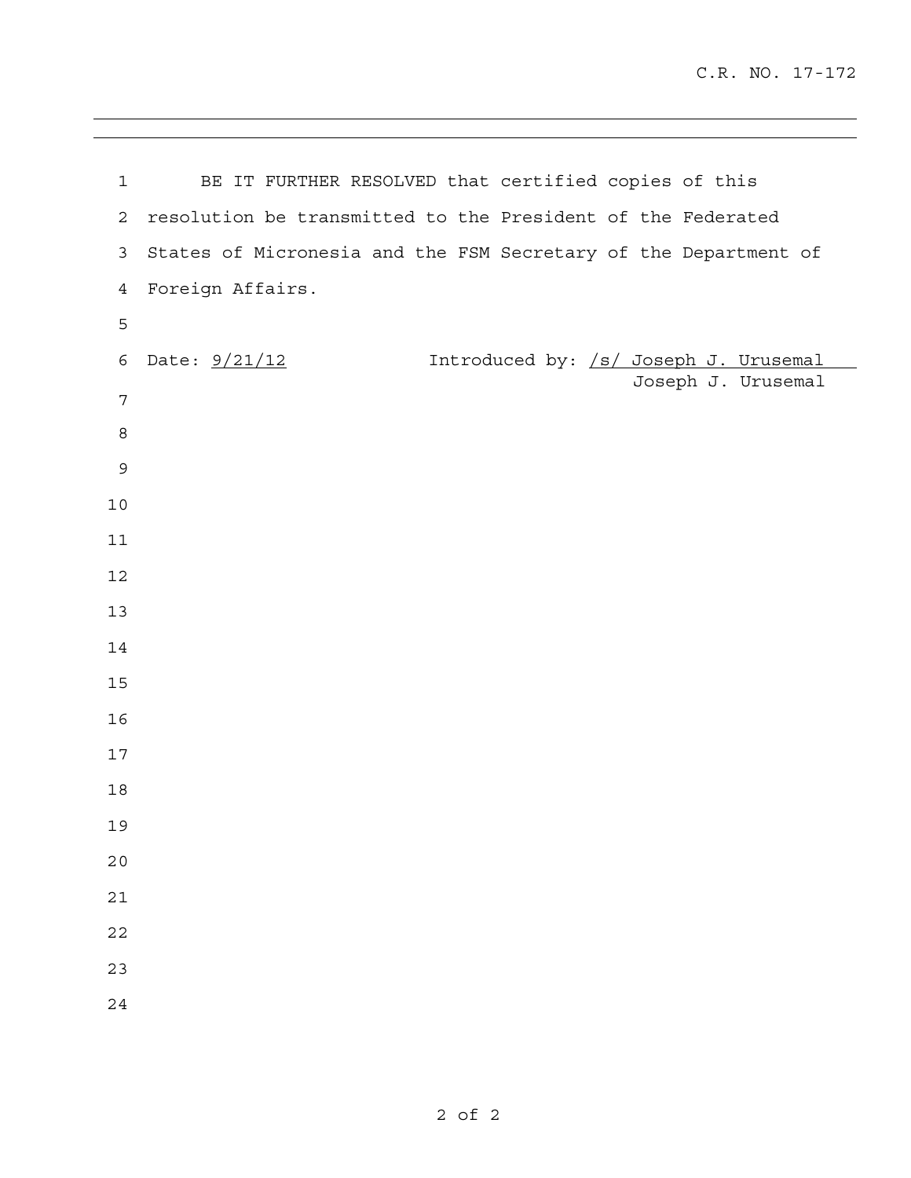BE IT FURTHER RESOLVED that certified copies of this resolution be transmitted to the President of the Federated States of Micronesia and the FSM Secretary of the Department of Foreign Affairs.

Date: 9/21/12

Introduced by: /s/ Joseph J. Urusemal
Joseph J. Urusemal